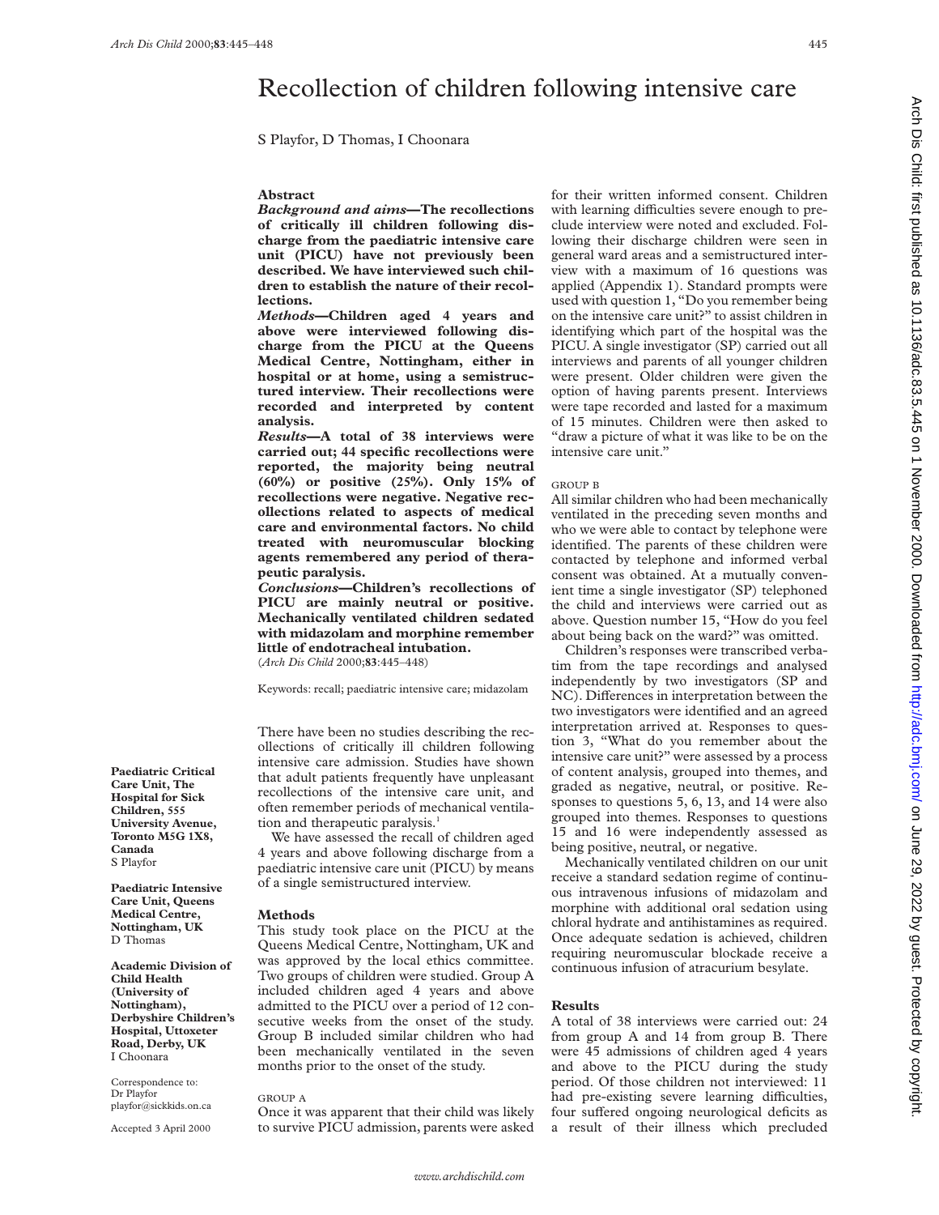# Recollection of children following intensive care

S Playfor, D Thomas, I Choonara

## Abstract

***Background and aims*—The recollections of critically ill children following discharge from the paediatric intensive care unit (PICU) have not previously been described. We have interviewed such children to establish the nature of their recollections.**

***Methods*—Children aged 4 years and above were interviewed following discharge from the PICU at the Queens Medical Centre, Nottingham, either in hospital or at home, using a semistructured interview. Their recollections were recorded and interpreted by content analysis.**

***Results*—A total of 38 interviews were carried out; 44 specific recollections were reported, the majority being neutral (60%) or positive (25%). Only 15% of recollections were negative. Negative recollections related to aspects of medical care and environmental factors. No child treated with neuromuscular blocking agents remembered any period of therapeutic paralysis.**

***Conclusions*—Children's recollections of PICU are mainly neutral or positive. Mechanically ventilated children sedated with midazolam and morphine remember little of endotracheal intubation.**

(*Arch Dis Child* 2000;**83**:445–448)

Keywords: recall; paediatric intensive care; midazolam

**Paediatric Critical Care Unit, The Hospital for Sick Children, 555 University Avenue, Toronto M5G 1X8, Canada**
S Playfor

**Paediatric Intensive Care Unit, Queens Medical Centre, Nottingham, UK**
D Thomas

**Academic Division of Child Health (University of Nottingham), Derbyshire Children's Hospital, Uttoxeter Road, Derby, UK**
I Choonara

Correspondence to:
Dr Playfor
playfor@sickkids.on.ca

Accepted 3 April 2000

There have been no studies describing the recollections of critically ill children following intensive care admission. Studies have shown that adult patients frequently have unpleasant recollections of the intensive care unit, and often remember periods of mechanical ventilation and therapeutic paralysis.[1]

We have assessed the recall of children aged 4 years and above following discharge from a paediatric intensive care unit (PICU) by means of a single semistructured interview.

## Methods

This study took place on the PICU at the Queens Medical Centre, Nottingham, UK and was approved by the local ethics committee. Two groups of children were studied. Group A included children aged 4 years and above admitted to the PICU over a period of 12 consecutive weeks from the onset of the study. Group B included similar children who had been mechanically ventilated in the seven months prior to the onset of the study.

### GROUP A

Once it was apparent that their child was likely to survive PICU admission, parents were asked for their written informed consent. Children with learning difficulties severe enough to preclude interview were noted and excluded. Following their discharge children were seen in general ward areas and a semistructured interview with a maximum of 16 questions was applied (Appendix 1). Standard prompts were used with question 1, "Do you remember being on the intensive care unit?" to assist children in identifying which part of the hospital was the PICU. A single investigator (SP) carried out all interviews and parents of all younger children were present. Older children were given the option of having parents present. Interviews were tape recorded and lasted for a maximum of 15 minutes. Children were then asked to "draw a picture of what it was like to be on the intensive care unit."

### GROUP B

All similar children who had been mechanically ventilated in the preceding seven months and who we were able to contact by telephone were identified. The parents of these children were contacted by telephone and informed verbal consent was obtained. At a mutually convenient time a single investigator (SP) telephoned the child and interviews were carried out as above. Question number 15, "How do you feel about being back on the ward?" was omitted.

Children's responses were transcribed verbatim from the tape recordings and analysed independently by two investigators (SP and NC). Differences in interpretation between the two investigators were identified and an agreed interpretation arrived at. Responses to question 3, "What do you remember about the intensive care unit?" were assessed by a process of content analysis, grouped into themes, and graded as negative, neutral, or positive. Responses to questions 5, 6, 13, and 14 were also grouped into themes. Responses to questions 15 and 16 were independently assessed as being positive, neutral, or negative.

Mechanically ventilated children on our unit receive a standard sedation regime of continuous intravenous infusions of midazolam and morphine with additional oral sedation using chloral hydrate and antihistamines as required. Once adequate sedation is achieved, children requiring neuromuscular blockade receive a continuous infusion of atracurium besylate.

## Results

A total of 38 interviews were carried out: 24 from group A and 14 from group B. There were 45 admissions of children aged 4 years and above to the PICU during the study period. Of those children not interviewed: 11 had pre-existing severe learning difficulties, four suffered ongoing neurological deficits as a result of their illness which precluded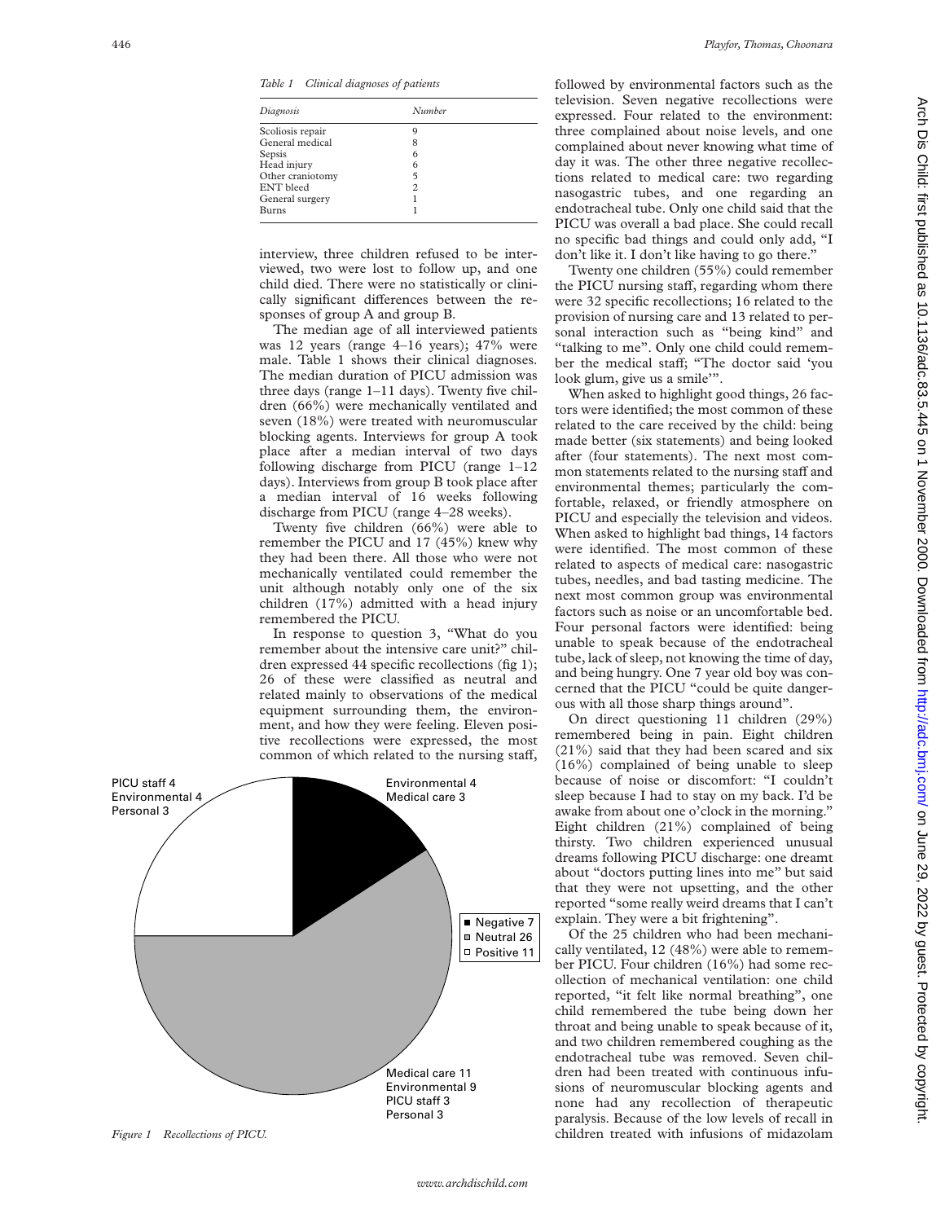*Table 1 Clinical diagnoses of patients*

| Diagnosis | Number |
|---|---|
| Scoliosis repair | 9 |
| General medical | 8 |
| Sepsis | 6 |
| Head injury | 6 |
| Other craniotomy | 5 |
| ENT bleed | 2 |
| General surgery | 1 |
| Burns | 1 |

interview, three children refused to be interviewed, two were lost to follow up, and one child died. There were no statistically or clinically significant differences between the responses of group A and group B.

The median age of all interviewed patients was 12 years (range 4–16 years); 47% were male. Table 1 shows their clinical diagnoses. The median duration of PICU admission was three days (range 1–11 days). Twenty five children (66%) were mechanically ventilated and seven (18%) were treated with neuromuscular blocking agents. Interviews for group A took place after a median interval of two days following discharge from PICU (range 1–12 days). Interviews from group B took place after a median interval of 16 weeks following discharge from PICU (range 4–28 weeks).

Twenty five children (66%) were able to remember the PICU and 17 (45%) knew why they had been there. All those who were not mechanically ventilated could remember the unit although notably only one of the six children (17%) admitted with a head injury remembered the PICU.

In response to question 3, "What do you remember about the intensive care unit?" children expressed 44 specific recollections (fig 1); 26 of these were classified as neutral and related mainly to observations of the medical equipment surrounding them, the environment, and how they were feeling. Eleven positive recollections were expressed, the most common of which related to the nursing staff, followed by environmental factors such as the television. Seven negative recollections were expressed. Four related to the environment: three complained about noise levels, and one complained about never knowing what time of day it was. The other three negative recollections related to medical care: two regarding nasogastric tubes, and one regarding an endotracheal tube. Only one child said that the PICU was overall a bad place. She could recall no specific bad things and could only add, "I don't like it. I don't like having to go there."

PICU staff 4
Environmental 4
Personal 3

Environmental 4
Medical care 3

■ Negative 7
□ Neutral 26
□ Positive 11

Medical care 11
Environmental 9
PICU staff 3
Personal 3

*Figure 1 Recollections of PICU.*

Twenty one children (55%) could remember the PICU nursing staff, regarding whom there were 32 specific recollections; 16 related to the provision of nursing care and 13 related to personal interaction such as "being kind" and "talking to me". Only one child could remember the medical staff; "The doctor said 'you look glum, give us a smile'".

When asked to highlight good things, 26 factors were identified; the most common of these related to the care received by the child: being made better (six statements) and being looked after (four statements). The next most common statements related to the nursing staff and environmental themes; particularly the comfortable, relaxed, or friendly atmosphere on PICU and especially the television and videos. When asked to highlight bad things, 14 factors were identified. The most common of these related to aspects of medical care: nasogastric tubes, needles, and bad tasting medicine. The next most common group was environmental factors such as noise or an uncomfortable bed. Four personal factors were identified: being unable to speak because of the endotracheal tube, lack of sleep, not knowing the time of day, and being hungry. One 7 year old boy was concerned that the PICU "could be quite dangerous with all those sharp things around".

On direct questioning 11 children (29%) remembered being in pain. Eight children (21%) said that they had been scared and six (16%) complained of being unable to sleep because of noise or discomfort: "I couldn't sleep because I had to stay on my back. I'd be awake from about one o'clock in the morning." Eight children (21%) complained of being thirsty. Two children experienced unusual dreams following PICU discharge: one dreamt about "doctors putting lines into me" but said that they were not upsetting, and the other reported "some really weird dreams that I can't explain. They were a bit frightening".

Of the 25 children who had been mechanically ventilated, 12 (48%) were able to remember PICU. Four children (16%) had some recollection of mechanical ventilation: one child reported, "it felt like normal breathing", one child remembered the tube being down her throat and being unable to speak because of it, and two children remembered coughing as the endotracheal tube was removed. Seven children had been treated with continuous infusions of neuromuscular blocking agents and none had any recollection of therapeutic paralysis. Because of the low levels of recall in children treated with infusions of midazolam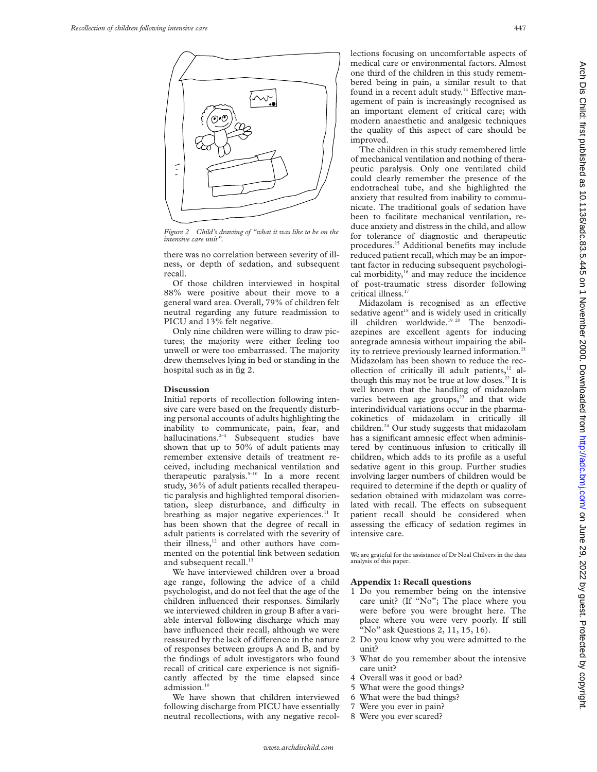*Figure 2 Child's drawing of "what it was like to be on the intensive care unit".*

there was no correlation between severity of illness, or depth of sedation, and subsequent recall.

Of those children interviewed in hospital 88% were positive about their move to a general ward area. Overall, 79% of children felt neutral regarding any future readmission to PICU and 13% felt negative.

Only nine children were willing to draw pictures; the majority were either feeling too unwell or were too embarrassed. The majority drew themselves lying in bed or standing in the hospital such as in fig 2.

## Discussion

Initial reports of recollection following intensive care were based on the frequently disturbing personal accounts of adults highlighting the inability to communicate, pain, fear, and hallucinations.[2–4] Subsequent studies have shown that up to 50% of adult patients may remember extensive details of treatment received, including mechanical ventilation and therapeutic paralysis.[5–10] In a more recent study, 36% of adult patients recalled therapeutic paralysis and highlighted temporal disorientation, sleep disturbance, and difficulty in breathing as major negative experiences.[11] It has been shown that the degree of recall in adult patients is correlated with the severity of their illness,[12] and other authors have commented on the potential link between sedation and subsequent recall.[13]

We have interviewed children over a broad age range, following the advice of a child psychologist, and do not feel that the age of the children influenced their responses. Similarly we interviewed children in group B after a variable interval following discharge which may have influenced their recall, although we were reassured by the lack of difference in the nature of responses between groups A and B, and by the findings of adult investigators who found recall of critical care experience is not significantly affected by the time elapsed since admission.[10]

We have shown that children interviewed following discharge from PICU have essentially neutral recollections, with any negative recollections focusing on uncomfortable aspects of medical care or environmental factors. Almost one third of the children in this study remembered being in pain, a similar result to that found in a recent adult study.[14] Effective management of pain is increasingly recognised as an important element of critical care; with modern anaesthetic and analgesic techniques the quality of this aspect of care should be improved.

The children in this study remembered little of mechanical ventilation and nothing of therapeutic paralysis. Only one ventilated child could clearly remember the presence of the endotracheal tube, and she highlighted the anxiety that resulted from inability to communicate. The traditional goals of sedation have been to facilitate mechanical ventilation, reduce anxiety and distress in the child, and allow for tolerance of diagnostic and therapeutic procedures.[15] Additional benefits may include reduced patient recall, which may be an important factor in reducing subsequent psychological morbidity,[16] and may reduce the incidence of post-traumatic stress disorder following critical illness.[17]

Midazolam is recognised as an effective sedative agent[18] and is widely used in critically ill children worldwide.[19 20] The benzodiazepines are excellent agents for inducing antegrade amnesia without impairing the ability to retrieve previously learned information.[21] Midazolam has been shown to reduce the recollection of critically ill adult patients,[12] although this may not be true at low doses.[22] It is well known that the handling of midazolam varies between age groups,[23] and that wide interindividual variations occur in the pharmacokinetics of midazolam in critically ill children.[24] Our study suggests that midazolam has a significant amnesic effect when administered by continuous infusion to critically ill children, which adds to its profile as a useful sedative agent in this group. Further studies involving larger numbers of children would be required to determine if the depth or quality of sedation obtained with midazolam was correlated with recall. The effects on subsequent patient recall should be considered when assessing the efficacy of sedation regimes in intensive care.

We are grateful for the assistance of Dr Neal Chilvers in the data analysis of this paper.

### Appendix 1: Recall questions

1. Do you remember being on the intensive care unit? (If "No"; The place where you were before you were brought here. The place where you were very poorly. If still "No" ask Questions 2, 11, 15, 16).
2. Do you know why you were admitted to the unit?
3. What do you remember about the intensive care unit?
4. Overall was it good or bad?
5. What were the good things?
6. What were the bad things?
7. Were you ever in pain?
8. Were you ever scared?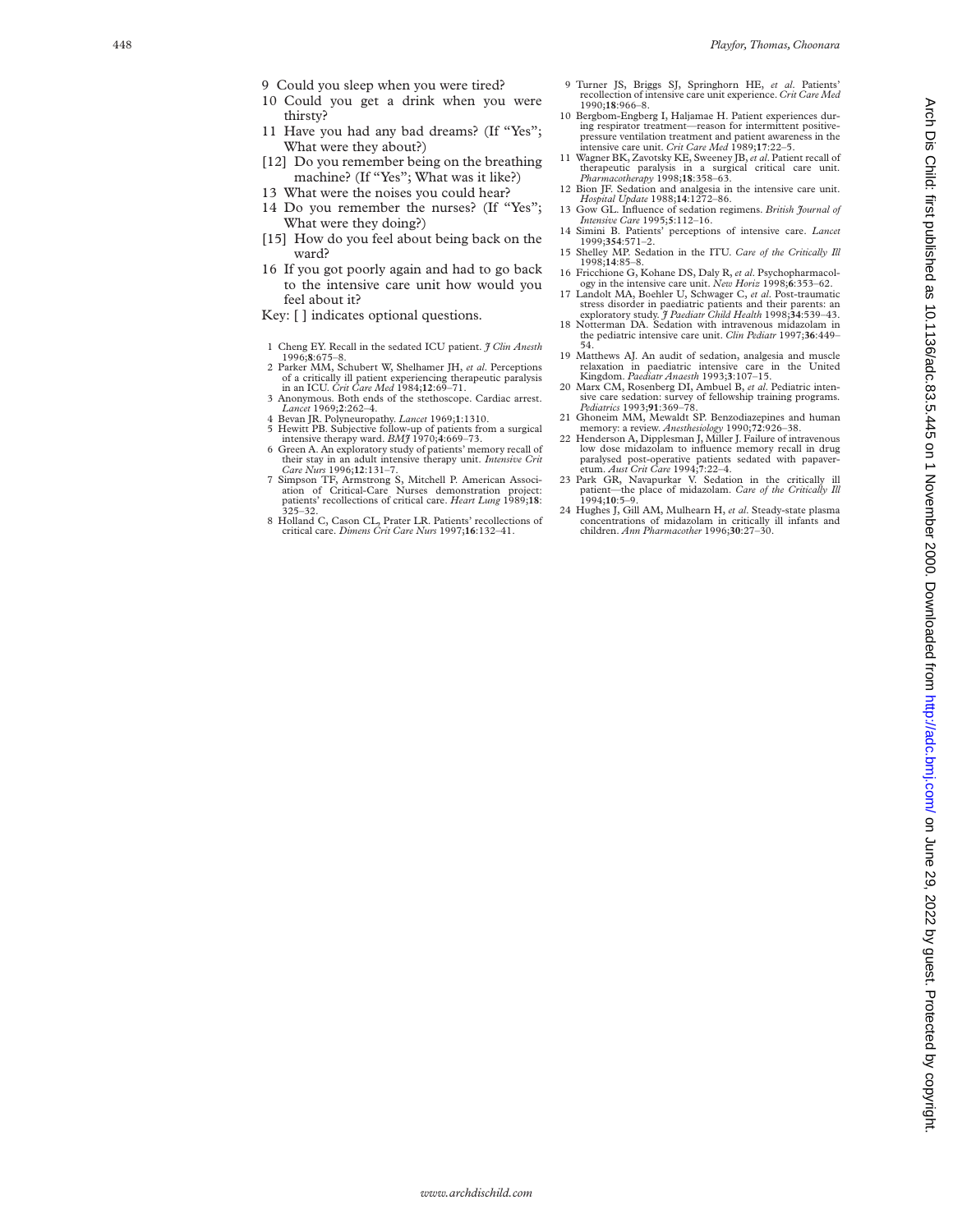9 Could you sleep when you were tired?

10 Could you get a drink when you were thirsty?

11 Have you had any bad dreams? (If "Yes"; What were they about?)

[12] Do you remember being on the breathing machine? (If "Yes"; What was it like?)

13 What were the noises you could hear?

14 Do you remember the nurses? (If "Yes"; What were they doing?)

[15] How do you feel about being back on the ward?

16 If you got poorly again and had to go back to the intensive care unit how would you feel about it?

Key: [ ] indicates optional questions.

1 Cheng EY. Recall in the sedated ICU patient. *J Clin Anesth* 1996;**8**:675–8.
2 Parker MM, Schubert W, Shelhamer JH, *et al*. Perceptions of a critically ill patient experiencing therapeutic paralysis in an ICU. *Crit Care Med* 1984;**12**:69–71.
3 Anonymous. Both ends of the stethoscope. Cardiac arrest. *Lancet* 1969;**2**:262–4.
4 Bevan JR. Polyneuropathy. *Lancet* 1969;**1**:1310.
5 Hewitt PB. Subjective follow-up of patients from a surgical intensive therapy ward. *BMJ* 1970;**4**:669–73.
6 Green A. An exploratory study of patients' memory recall of their stay in an adult intensive therapy unit. *Intensive Crit Care Nurs* 1996;**12**:131–7.
7 Simpson TF, Armstrong S, Mitchell P. American Association of Critical-Care Nurses demonstration project: patients' recollections of critical care. *Heart Lung* 1989;**18**: 325–32.
8 Holland C, Cason CL, Prater LR. Patients' recollections of critical care. *Dimens Crit Care Nurs* 1997;**16**:132–41.
9 Turner JS, Briggs SJ, Springhorn HE, *et al*. Patients' recollection of intensive care unit experience. *Crit Care Med* 1990;**18**:966–8.
10 Bergbom-Engberg I, Haljamae H. Patient experiences during respirator treatment—reason for intermittent positive-pressure ventilation treatment and patient awareness in the intensive care unit. *Crit Care Med* 1989;**17**:22–5.
11 Wagner BK, Zavotsky KE, Sweeney JB, *et al*. Patient recall of therapeutic paralysis in a surgical critical care unit. *Pharmacotherapy* 1998;**18**:358–63.
12 Bion JF. Sedation and analgesia in the intensive care unit. *Hospital Update* 1988;**14**:1272–86.
13 Gow GL. Influence of sedation regimens. *British Journal of Intensive Care* 1995;**5**:112–16.
14 Simini B. Patients' perceptions of intensive care. *Lancet* 1999;**354**:571–2.
15 Shelley MP. Sedation in the ITU. *Care of the Critically Ill* 1998;**14**:85–8.
16 Fricchione G, Kohane DS, Daly R, *et al*. Psychopharmacology in the intensive care unit. *New Horiz* 1998;**6**:353–62.
17 Landolt MA, Boehler U, Schwager C, *et al*. Post-traumatic stress disorder in paediatric patients and their parents: an exploratory study. *J Paediatr Child Health* 1998;**34**:539–43.
18 Notterman DA. Sedation with intravenous midazolam in the pediatric intensive care unit. *Clin Pediatr* 1997;**36**:449–54.
19 Matthews AJ. An audit of sedation, analgesia and muscle relaxation in paediatric intensive care in the United Kingdom. *Paediatr Anaesth* 1993;**3**:107–15.
20 Marx CM, Rosenberg DI, Ambuel B, *et al*. Pediatric intensive care sedation: survey of fellowship training programs. *Pediatrics* 1993;**91**:369–78.
21 Ghoneim MM, Mewaldt SP. Benzodiazepines and human memory: a review. *Anesthesiology* 1990;**72**:926–38.
22 Henderson A, Dipplesman J, Miller J. Failure of intravenous low dose midazolam to influence memory recall in drug paralysed post-operative patients sedated with papaveretum. *Aust Crit Care* 1994;**7**:22–4.
23 Park GR, Navapurkar V. Sedation in the critically ill patient—the place of midazolam. *Care of the Critically Ill* 1994;**10**:5–9.
24 Hughes J, Gill AM, Mulhearn H, *et al*. Steady-state plasma concentrations of midazolam in critically ill infants and children. *Ann Pharmacother* 1996;**30**:27–30.